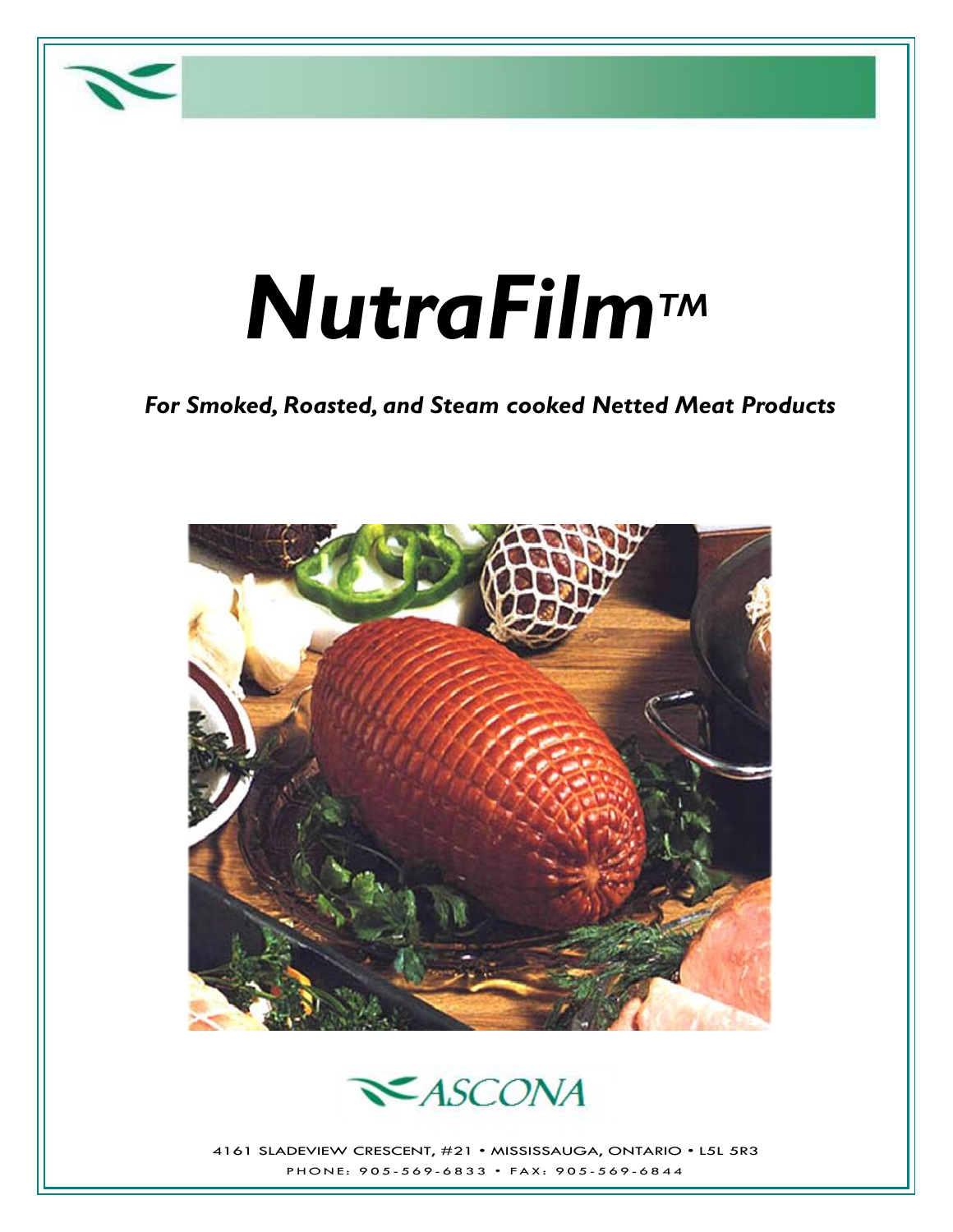# *NutraFilm™*

***For Smoked, Roasted, and Steam cooked Netted Meat Products***

ASCONA

4161 SLADEVIEW CRESCENT, #21 • MISSISSAUGA, ONTARIO • L5L 5R3

PHONE: 905-569-6833 • FAX: 905-569-6844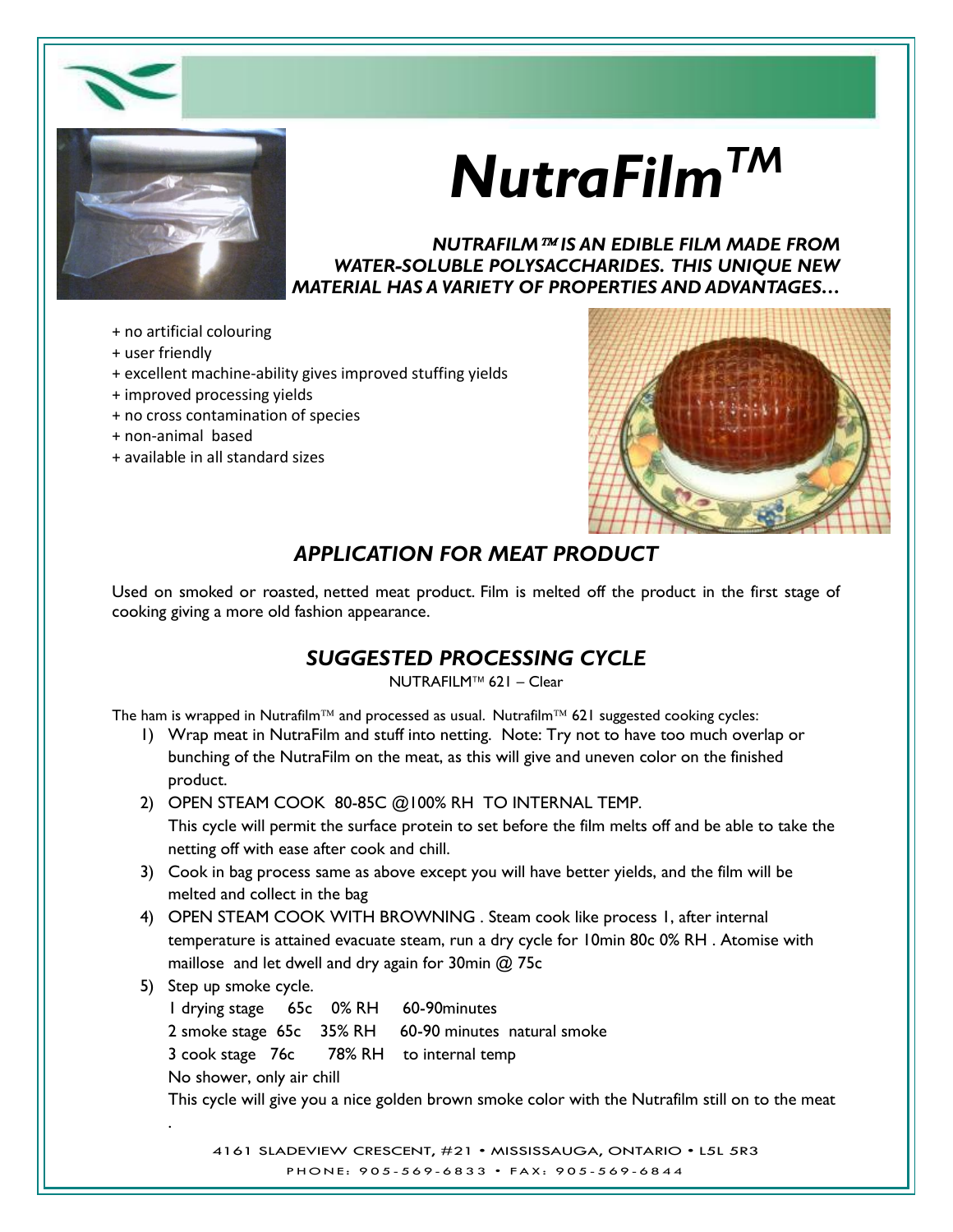# NutraFilm™

***NUTRAFILM™ IS AN EDIBLE FILM MADE FROM WATER-SOLUBLE POLYSACCHARIDES. THIS UNIQUE NEW MATERIAL HAS A VARIETY OF PROPERTIES AND ADVANTAGES…***

+ no artificial colouring
+ user friendly
+ excellent machine-ability gives improved stuffing yields
+ improved processing yields
+ no cross contamination of species
+ non-animal based
+ available in all standard sizes

## *APPLICATION FOR MEAT PRODUCT*

Used on smoked or roasted, netted meat product. Film is melted off the product in the first stage of cooking giving a more old fashion appearance.

## *SUGGESTED PROCESSING CYCLE*

NUTRAFILM™ 621 – Clear

The ham is wrapped in Nutrafilm™ and processed as usual. Nutrafilm™ 621 suggested cooking cycles:

1) Wrap meat in NutraFilm and stuff into netting. Note: Try not to have too much overlap or bunching of the NutraFilm on the meat, as this will give and uneven color on the finished product.
2) OPEN STEAM COOK 80-85C @100% RH TO INTERNAL TEMP.
   This cycle will permit the surface protein to set before the film melts off and be able to take the netting off with ease after cook and chill.
3) Cook in bag process same as above except you will have better yields, and the film will be melted and collect in the bag
4) OPEN STEAM COOK WITH BROWNING . Steam cook like process 1, after internal temperature is attained evacuate steam, run a dry cycle for 10min 80c 0% RH . Atomise with maillose and let dwell and dry again for 30min @ 75c
5) Step up smoke cycle.
   1 drying stage 65c 0% RH 60-90minutes
   2 smoke stage 65c 35% RH 60-90 minutes natural smoke
   3 cook stage 76c 78% RH to internal temp
   No shower, only air chill
   This cycle will give you a nice golden brown smoke color with the Nutrafilm still on to the meat
   .

4161 SLADEVIEW CRESCENT, #21 • MISSISSAUGA, ONTARIO • L5L 5R3
PHONE: 905-569-6833 • FAX: 905-569-6844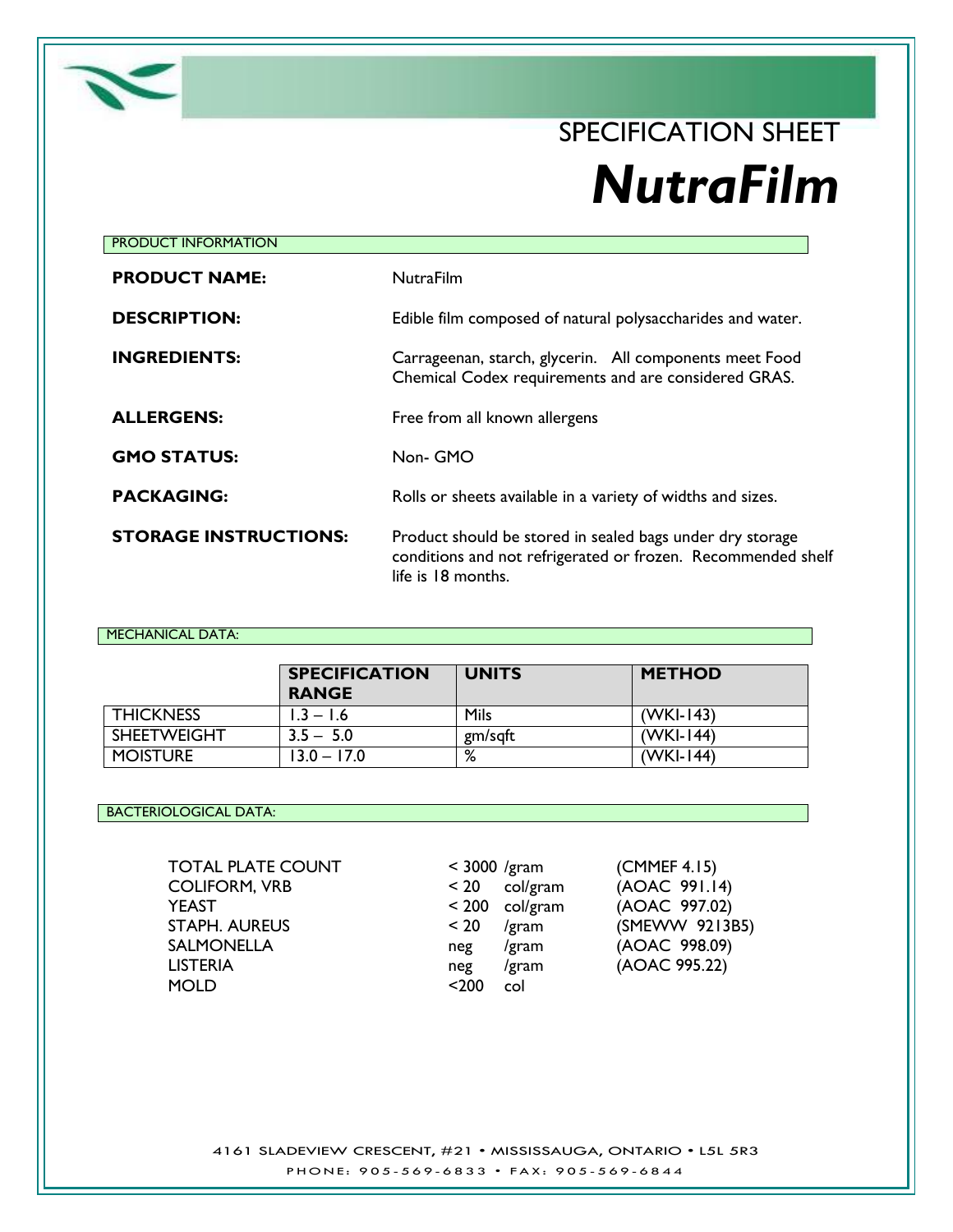# SPECIFICATION SHEET

# *NutraFilm*

## PRODUCT INFORMATION

**PRODUCT NAME:** NutraFilm

**DESCRIPTION:** Edible film composed of natural polysaccharides and water.

**INGREDIENTS:** Carrageenan, starch, glycerin. All components meet Food Chemical Codex requirements and are considered GRAS.

**ALLERGENS:** Free from all known allergens

**GMO STATUS:** Non- GMO

**PACKAGING:** Rolls or sheets available in a variety of widths and sizes.

**STORAGE INSTRUCTIONS:** Product should be stored in sealed bags under dry storage conditions and not refrigerated or frozen. Recommended shelf life is 18 months.

## MECHANICAL DATA:

| | SPECIFICATION RANGE | UNITS | METHOD |
|---|---|---|---|
| THICKNESS | 1.3 – 1.6 | Mils | (WKI-143) |
| SHEETWEIGHT | 3.5 – 5.0 | gm/sqft | (WKI-144) |
| MOISTURE | 13.0 – 17.0 | % | (WKI-144) |

## BACTERIOLOGICAL DATA:

| | | | |
|---|---|---|---|
| TOTAL PLATE COUNT | < 3000 | /gram | (CMMEF 4.15) |
| COLIFORM, VRB | < 20 | col/gram | (AOAC 991.14) |
| YEAST | < 200 | col/gram | (AOAC 997.02) |
| STAPH. AUREUS | < 20 | /gram | (SMEWW 9213B5) |
| SALMONELLA | neg | /gram | (AOAC 998.09) |
| LISTERIA | neg | /gram | (AOAC 995.22) |
| MOLD | <200 | col | |

4161 SLADEVIEW CRESCENT, #21 • MISSISSAUGA, ONTARIO • L5L 5R3

PHONE: 905-569-6833 • FAX: 905-569-6844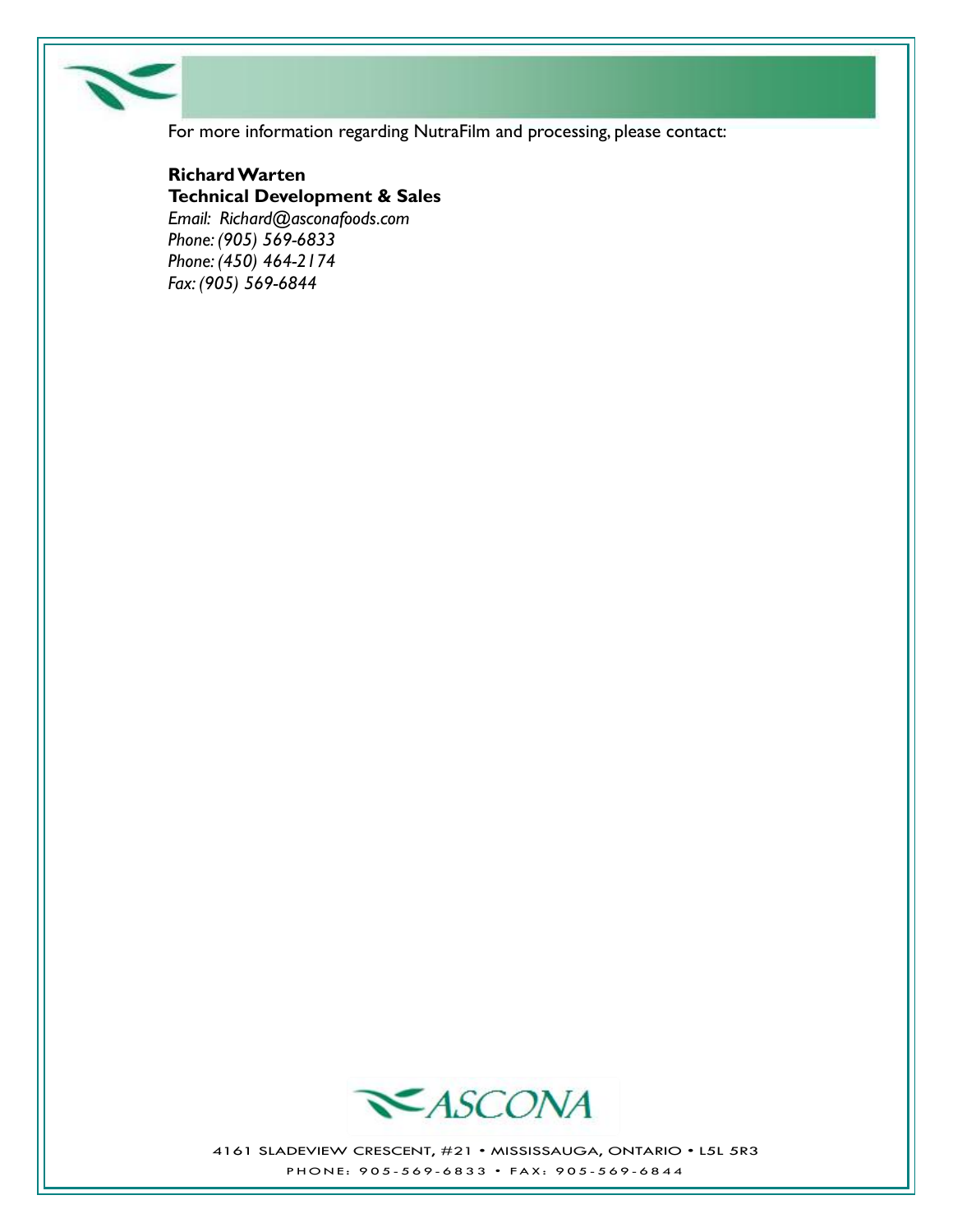For more information regarding NutraFilm and processing, please contact:

**Richard Warten**
**Technical Development & Sales**
*Email: Richard@asconafoods.com*
*Phone: (905) 569-6833*
*Phone: (450) 464-2174*
*Fax: (905) 569-6844*

ASCONA

4161 SLADEVIEW CRESCENT, #21 • MISSISSAUGA, ONTARIO • L5L 5R3
PHONE: 905-569-6833 • FAX: 905-569-6844